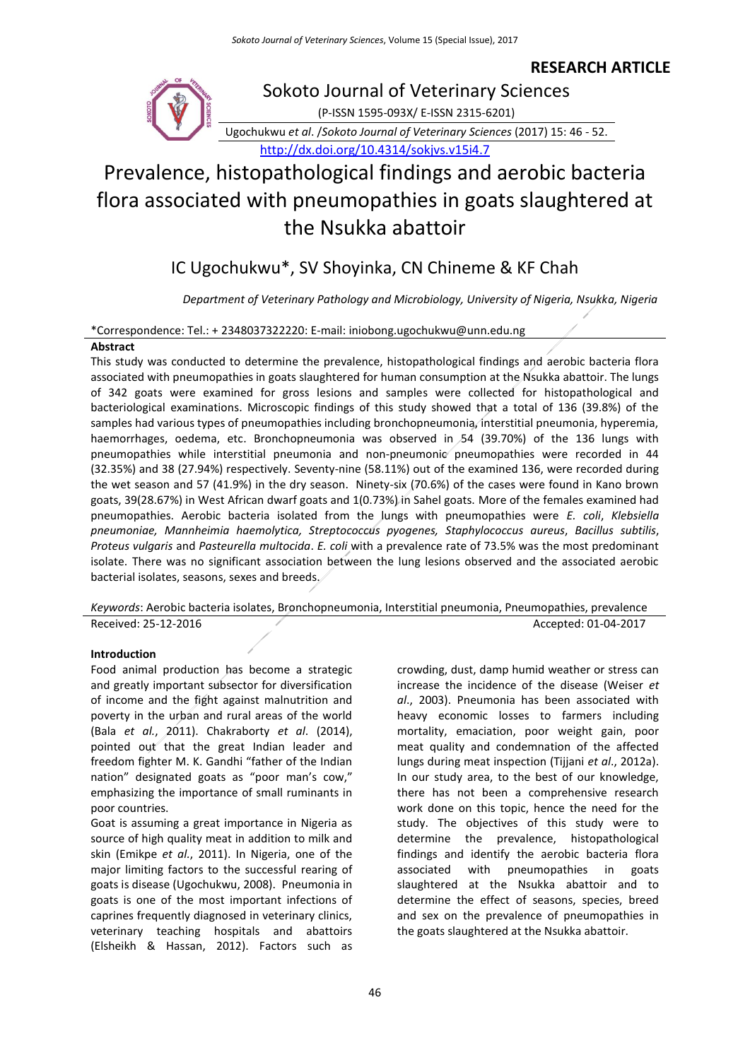**RESEARCH ARTICLE**

Sokoto Journal of Veterinary Sciences

(P-ISSN 1595-093X/ E-ISSN 2315-6201)

Ugochukwu *et al*. /*Sokoto Journal of Veterinary Sciences* (2017) 15: 46 - 52.

http://dx.doi.org/10.4314/sokjvs.v15i4.7

# Prevalence, histopathological findings and aerobic bacteria flora associated with pneumopathies in goats slaughtered at the Nsukka abattoir

## IC Ugochukwu*, SV Shoyinka, CN Chineme & KF Chah

*Department of Veterinary Pathology and Microbiology, University of Nigeria, Nsukka, Nigeria*

*Correspondence: Tel.: + 2348037322220: E-mail: iniobong.ugochukwu@unn.edu.ng

**Abstract**

This study was conducted to determine the prevalence, histopathological findings and aerobic bacteria flora associated with pneumopathies in goats slaughtered for human consumption at the Nsukka abattoir. The lungs of 342 goats were examined for gross lesions and samples were collected for histopathological and bacteriological examinations. Microscopic findings of this study showed that a total of 136 (39.8%) of the samples had various types of pneumopathies including bronchopneumonia, interstitial pneumonia, hyperemia, haemorrhages, oedema, etc. Bronchopneumonia was observed in 54 (39.70%) of the 136 lungs with pneumopathies while interstitial pneumonia and non-pneumonic pneumopathies were recorded in 44 (32.35%) and 38 (27.94%) respectively. Seventy-nine (58.11%) out of the examined 136, were recorded during the wet season and 57 (41.9%) in the dry season. Ninety-six (70.6%) of the cases were found in Kano brown goats, 39(28.67%) in West African dwarf goats and 1(0.73%) in Sahel goats. More of the females examined had pneumopathies. Aerobic bacteria isolated from the lungs with pneumopathies were *E. coli*, *Klebsiella pneumoniae, Mannheimia haemolytica, Streptococcus pyogenes, Staphylococcus aureus*, *Bacillus subtilis*, *Proteus vulgaris* and *Pasteurella multocida*. *E. coli* with a prevalence rate of 73.5% was the most predominant isolate. There was no significant association between the lung lesions observed and the associated aerobic bacterial isolates, seasons, sexes and breeds.

*Keywords*: Aerobic bacteria isolates, Bronchopneumonia, Interstitial pneumonia, Pneumopathies, prevalence

Received: 25-12-2016 Accepted: 01-04-2017

**Introduction**

Food animal production has become a strategic and greatly important subsector for diversification of income and the fight against malnutrition and poverty in the urban and rural areas of the world (Bala *et al.*, 2011). Chakraborty *et al*. (2014), pointed out that the great Indian leader and freedom fighter M. K. Gandhi "father of the Indian nation" designated goats as "poor man's cow," emphasizing the importance of small ruminants in poor countries.

Goat is assuming a great importance in Nigeria as source of high quality meat in addition to milk and skin (Emikpe *et al.*, 2011). In Nigeria, one of the major limiting factors to the successful rearing of goats is disease (Ugochukwu, 2008). Pneumonia in goats is one of the most important infections of caprines frequently diagnosed in veterinary clinics, veterinary teaching hospitals and abattoirs (Elsheikh & Hassan, 2012). Factors such as crowding, dust, damp humid weather or stress can increase the incidence of the disease (Weiser *et al*., 2003). Pneumonia has been associated with heavy economic losses to farmers including mortality, emaciation, poor weight gain, poor meat quality and condemnation of the affected lungs during meat inspection (Tijjani *et al*., 2012a). In our study area, to the best of our knowledge, there has not been a comprehensive research work done on this topic, hence the need for the study. The objectives of this study were to determine the prevalence, histopathological findings and identify the aerobic bacteria flora associated with pneumopathies in goats slaughtered at the Nsukka abattoir and to determine the effect of seasons, species, breed and sex on the prevalence of pneumopathies in the goats slaughtered at the Nsukka abattoir.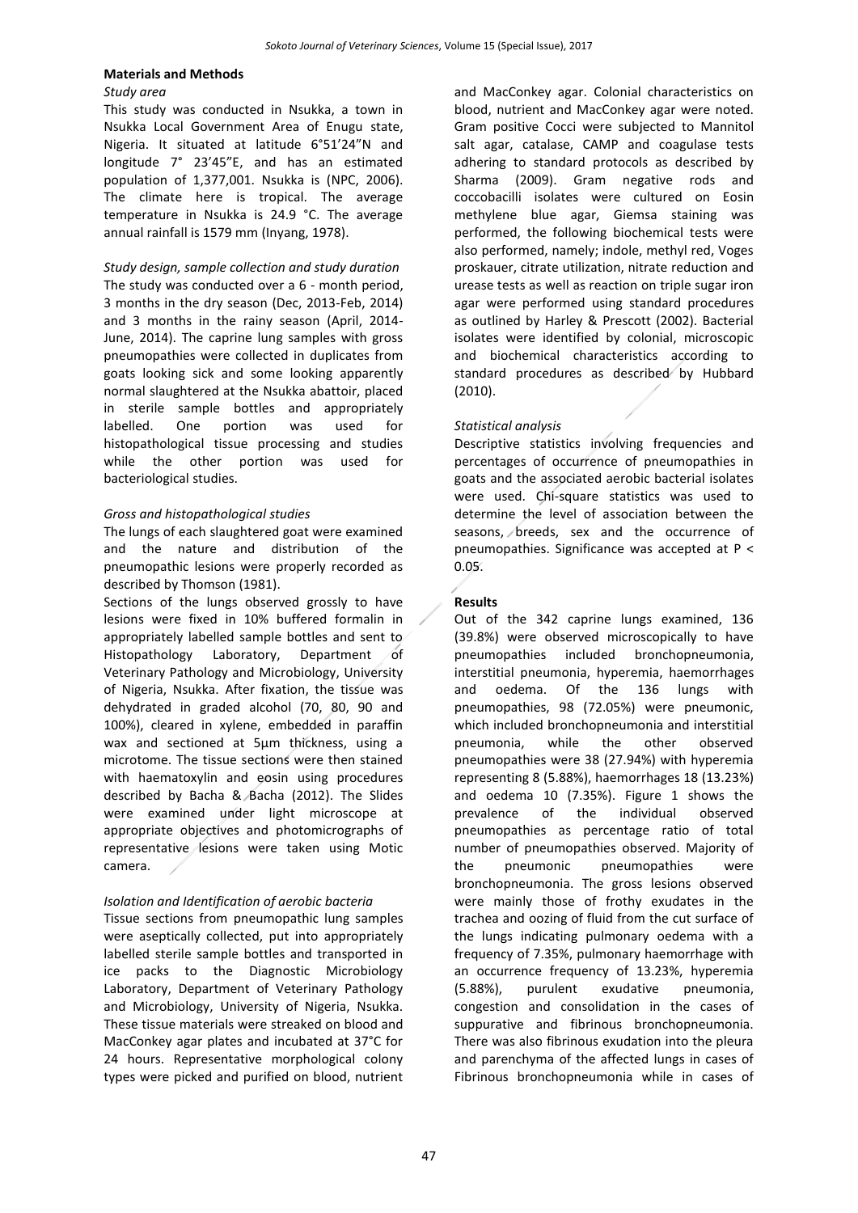## Materials and Methods

### *Study area*

This study was conducted in Nsukka, a town in Nsukka Local Government Area of Enugu state, Nigeria. It situated at latitude 6°51'24"N and longitude 7° 23'45"E, and has an estimated population of 1,377,001. Nsukka is (NPC, 2006). The climate here is tropical. The average temperature in Nsukka is 24.9 °C. The average annual rainfall is 1579 mm (Inyang, 1978).

### *Study design, sample collection and study duration*

The study was conducted over a 6 - month period, 3 months in the dry season (Dec, 2013-Feb, 2014) and 3 months in the rainy season (April, 2014-June, 2014). The caprine lung samples with gross pneumopathies were collected in duplicates from goats looking sick and some looking apparently normal slaughtered at the Nsukka abattoir, placed in sterile sample bottles and appropriately labelled. One portion was used for histopathological tissue processing and studies while the other portion was used for bacteriological studies.

### *Gross and histopathological studies*

The lungs of each slaughtered goat were examined and the nature and distribution of the pneumopathic lesions were properly recorded as described by Thomson (1981).

Sections of the lungs observed grossly to have lesions were fixed in 10% buffered formalin in appropriately labelled sample bottles and sent to Histopathology Laboratory, Department of Veterinary Pathology and Microbiology, University of Nigeria, Nsukka. After fixation, the tissue was dehydrated in graded alcohol (70, 80, 90 and 100%), cleared in xylene, embedded in paraffin wax and sectioned at 5μm thickness, using a microtome. The tissue sections were then stained with haematoxylin and eosin using procedures described by Bacha & Bacha (2012). The Slides were examined under light microscope at appropriate objectives and photomicrographs of representative lesions were taken using Motic camera.

### *Isolation and Identification of aerobic bacteria*

Tissue sections from pneumopathic lung samples were aseptically collected, put into appropriately labelled sterile sample bottles and transported in ice packs to the Diagnostic Microbiology Laboratory, Department of Veterinary Pathology and Microbiology, University of Nigeria, Nsukka. These tissue materials were streaked on blood and MacConkey agar plates and incubated at 37°C for 24 hours. Representative morphological colony types were picked and purified on blood, nutrient and MacConkey agar. Colonial characteristics on blood, nutrient and MacConkey agar were noted. Gram positive Cocci were subjected to Mannitol salt agar, catalase, CAMP and coagulase tests adhering to standard protocols as described by Sharma (2009). Gram negative rods and coccobacilli isolates were cultured on Eosin methylene blue agar, Giemsa staining was performed, the following biochemical tests were also performed, namely; indole, methyl red, Voges proskauer, citrate utilization, nitrate reduction and urease tests as well as reaction on triple sugar iron agar were performed using standard procedures as outlined by Harley & Prescott (2002). Bacterial isolates were identified by colonial, microscopic and biochemical characteristics according to standard procedures as described by Hubbard (2010).

### *Statistical analysis*

Descriptive statistics involving frequencies and percentages of occurrence of pneumopathies in goats and the associated aerobic bacterial isolates were used. Chi-square statistics was used to determine the level of association between the seasons, breeds, sex and the occurrence of pneumopathies. Significance was accepted at $P < 0.05$.

## Results

Out of the 342 caprine lungs examined, 136 (39.8%) were observed microscopically to have pneumopathies included bronchopneumonia, interstitial pneumonia, hyperemia, haemorrhages and oedema. Of the 136 lungs with pneumopathies, 98 (72.05%) were pneumonic, which included bronchopneumonia and interstitial pneumonia, while the other observed pneumopathies were 38 (27.94%) with hyperemia representing 8 (5.88%), haemorrhages 18 (13.23%) and oedema 10 (7.35%). Figure 1 shows the prevalence of the individual observed pneumopathies as percentage ratio of total number of pneumopathies observed. Majority of the pneumonic pneumopathies were bronchopneumonia. The gross lesions observed were mainly those of frothy exudates in the trachea and oozing of fluid from the cut surface of the lungs indicating pulmonary oedema with a frequency of 7.35%, pulmonary haemorrhage with an occurrence frequency of 13.23%, hyperemia (5.88%), purulent exudative pneumonia, congestion and consolidation in the cases of suppurative and fibrinous bronchopneumonia. There was also fibrinous exudation into the pleura and parenchyma of the affected lungs in cases of Fibrinous bronchopneumonia while in cases of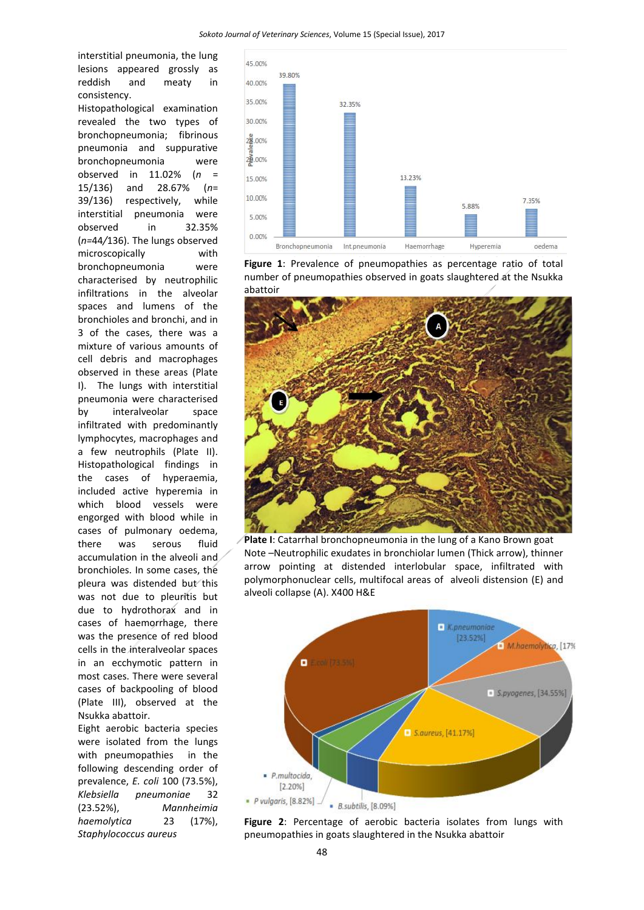interstitial pneumonia, the lung lesions appeared grossly as reddish and meaty in consistency.

Histopathological examination revealed the two types of bronchopneumonia; fibrinous pneumonia and suppurative bronchopneumonia were observed in 11.02% (*n* = 15/136) and 28.67% (*n*= 39/136) respectively, while interstitial pneumonia were observed in 32.35% (*n*=44/136). The lungs observed microscopically with bronchopneumonia were characterised by neutrophilic infiltrations in the alveolar spaces and lumens of the bronchioles and bronchi, and in 3 of the cases, there was a mixture of various amounts of cell debris and macrophages observed in these areas (Plate I). The lungs with interstitial pneumonia were characterised by interalveolar space infiltrated with predominantly lymphocytes, macrophages and a few neutrophils (Plate II). Histopathological findings in the cases of hyperaemia, included active hyperemia in which blood vessels were engorged with blood while in cases of pulmonary oedema, there was serous fluid accumulation in the alveoli and bronchioles. In some cases, the pleura was distended but this was not due to pleuritis but due to hydrothorax and in cases of haemorrhage, there was the presence of red blood cells in the interalveolar spaces in an ecchymotic pattern in most cases. There were several cases of backpooling of blood (Plate III), observed at the Nsukka abattoir.

Eight aerobic bacteria species were isolated from the lungs with pneumopathies in the following descending order of prevalence, *E. coli* 100 (73.5%), *Klebsiella pneumoniae* 32 (23.52%), *Mannheimia haemolytica* 23 (17%), *Staphylococcus aureus*

**Figure 1**: Prevalence of pneumopathies as percentage ratio of total number of pneumopathies observed in goats slaughtered at the Nsukka abattoir

**Plate I**: Catarrhal bronchopneumonia in the lung of a Kano Brown goat
Note –Neutrophilic exudates in bronchiolar lumen (Thick arrow), thinner arrow pointing at distended interlobular space, infiltrated with polymorphonuclear cells, multifocal areas of alveoli distension (E) and alveoli collapse (A). X400 H&E

**Figure 2**: Percentage of aerobic bacteria isolates from lungs with pneumopathies in goats slaughtered in the Nsukka abattoir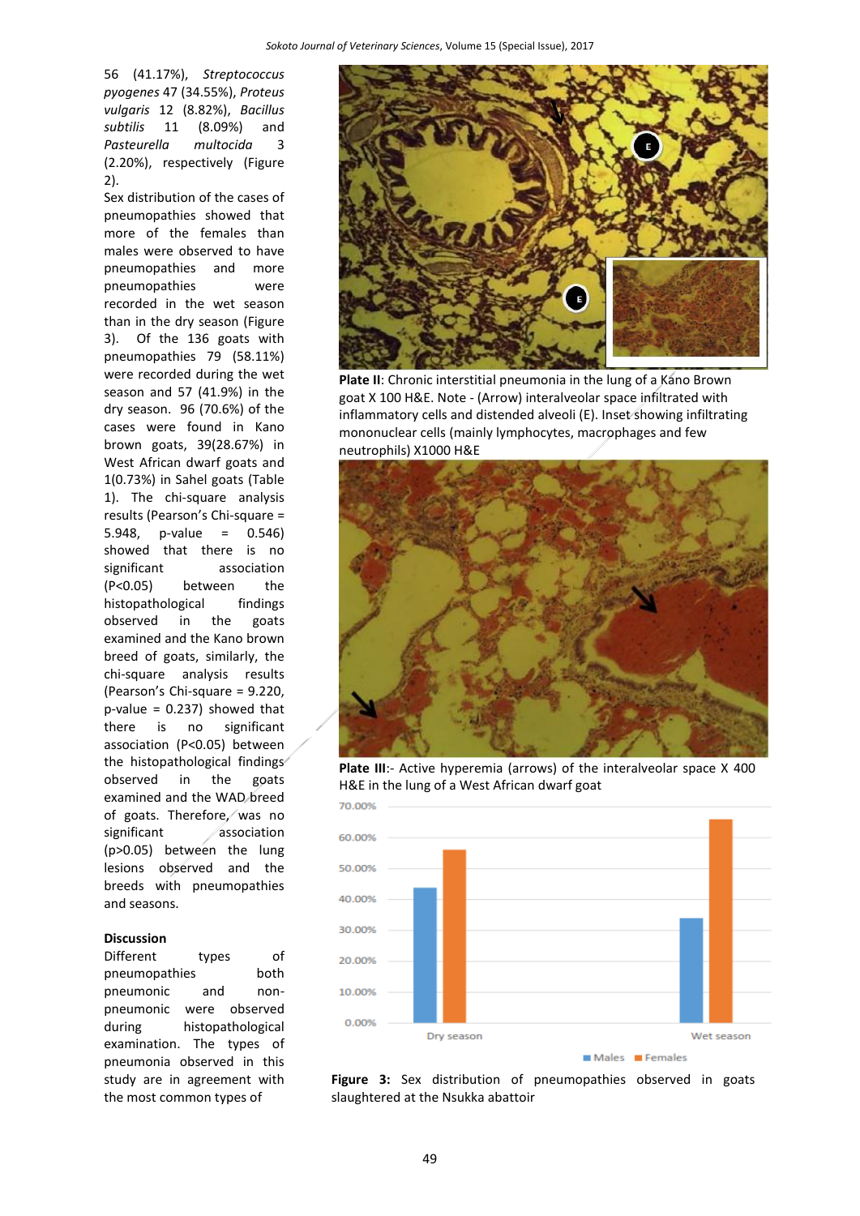56 (41.17%), *Streptococcus pyogenes* 47 (34.55%), *Proteus vulgaris* 12 (8.82%), *Bacillus subtilis* 11 (8.09%) and *Pasteurella multocida* 3 (2.20%), respectively (Figure 2).

Sex distribution of the cases of pneumopathies showed that more of the females than males were observed to have pneumopathies and more pneumopathies were recorded in the wet season than in the dry season (Figure 3). Of the 136 goats with pneumopathies 79 (58.11%) were recorded during the wet season and 57 (41.9%) in the dry season. 96 (70.6%) of the cases were found in Kano brown goats, 39(28.67%) in West African dwarf goats and 1(0.73%) in Sahel goats (Table 1). The chi-square analysis results (Pearson's Chi-square = 5.948, p-value = 0.546) showed that there is no significant association (P<0.05) between the histopathological findings observed in the goats examined and the Kano brown breed of goats, similarly, the chi-square analysis results (Pearson's Chi-square = 9.220, p-value = 0.237) showed that there is no significant association (P<0.05) between the histopathological findings observed in the goats examined and the WAD breed of goats. Therefore, was no significant association (p>0.05) between the lung lesions observed and the breeds with pneumopathies and seasons.

## Discussion

Different types of pneumopathies both pneumonic and non-pneumonic were observed during histopathological examination. The types of pneumonia observed in this study are in agreement with the most common types of

**Plate II**: Chronic interstitial pneumonia in the lung of a Kano Brown goat X 100 H&E. Note - (Arrow) interalveolar space infiltrated with inflammatory cells and distended alveoli (E). Inset showing infiltrating mononuclear cells (mainly lymphocytes, macrophages and few neutrophils) X1000 H&E

**Plate III**:- Active hyperemia (arrows) of the interalveolar space X 400 H&E in the lung of a West African dwarf goat

**Figure 3:** Sex distribution of pneumopathies observed in goats slaughtered at the Nsukka abattoir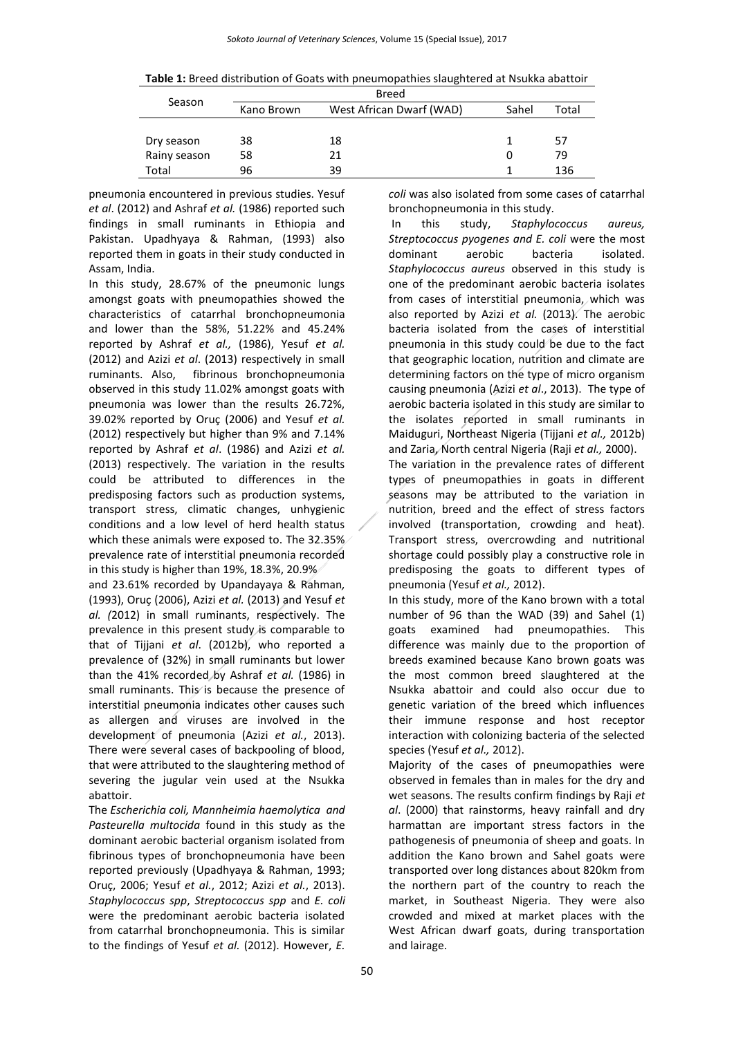**Table 1:** Breed distribution of Goats with pneumopathies slaughtered at Nsukka abattoir

| Season | Breed | | | |
|---|---|---|---|---|
| | Kano Brown | West African Dwarf (WAD) | Sahel | Total |
| Dry season | 38 | 18 | 1 | 57 |
| Rainy season | 58 | 21 | 0 | 79 |
| Total | 96 | 39 | 1 | 136 |

pneumonia encountered in previous studies. Yesuf *et al*. (2012) and Ashraf *et al.* (1986) reported such findings in small ruminants in Ethiopia and Pakistan. Upadhyaya & Rahman, (1993) also reported them in goats in their study conducted in Assam, India.

In this study, 28.67% of the pneumonic lungs amongst goats with pneumopathies showed the characteristics of catarrhal bronchopneumonia and lower than the 58%, 51.22% and 45.24% reported by Ashraf *et al.,* (1986), Yesuf *et al.* (2012) and Azizi *et al*. (2013) respectively in small ruminants. Also, fibrinous bronchopneumonia observed in this study 11.02% amongst goats with pneumonia was lower than the results 26.72%, 39.02% reported by Oruç (2006) and Yesuf *et al.* (2012) respectively but higher than 9% and 7.14% reported by Ashraf *et al*. (1986) and Azizi *et al.* (2013) respectively. The variation in the results could be attributed to differences in the predisposing factors such as production systems, transport stress, climatic changes, unhygienic conditions and a low level of herd health status which these animals were exposed to. The 32.35% prevalence rate of interstitial pneumonia recorded in this study is higher than 19%, 18.3%, 20.9% and 23.61% recorded by Upandayaya & Rahman*,* (1993), Oruç (2006), Azizi *et al.* (2013) and Yesuf *et al. (*2012) in small ruminants, respectively. The prevalence in this present study is comparable to that of Tijjani *et al*. (2012b), who reported a prevalence of (32%) in small ruminants but lower than the 41% recorded by Ashraf *et al.* (1986) in small ruminants. This is because the presence of interstitial pneumonia indicates other causes such as allergen and viruses are involved in the development of pneumonia (Azizi *et al.*, 2013). There were several cases of backpooling of blood, that were attributed to the slaughtering method of severing the jugular vein used at the Nsukka abattoir.

The *Escherichia coli, Mannheimia haemolytica and Pasteurella multocida* found in this study as the dominant aerobic bacterial organism isolated from fibrinous types of bronchopneumonia have been reported previously (Upadhyaya & Rahman, 1993; Oruç, 2006; Yesuf *et al.*, 2012; Azizi *et al.*, 2013). *Staphylococcus spp*, *Streptococcus spp* and *E. coli* were the predominant aerobic bacteria isolated from catarrhal bronchopneumonia. This is similar to the findings of Yesuf *et al.* (2012). However, *E. coli* was also isolated from some cases of catarrhal bronchopneumonia in this study.

In this study, *Staphylococcus aureus, Streptococcus pyogenes and E. coli* were the most dominant aerobic bacteria isolated. *Staphylococcus aureus* observed in this study is one of the predominant aerobic bacteria isolates from cases of interstitial pneumonia, which was also reported by Azizi *et al.* (2013). The aerobic bacteria isolated from the cases of interstitial pneumonia in this study could be due to the fact that geographic location, nutrition and climate are determining factors on the type of micro organism causing pneumonia (Azizi *et al*., 2013). The type of aerobic bacteria isolated in this study are similar to the isolates reported in small ruminants in Maiduguri, Northeast Nigeria (Tijjani *et al.,* 2012b) and Zaria, North central Nigeria (Raji *et al.,* 2000).

The variation in the prevalence rates of different types of pneumopathies in goats in different seasons may be attributed to the variation in nutrition, breed and the effect of stress factors involved (transportation, crowding and heat). Transport stress, overcrowding and nutritional shortage could possibly play a constructive role in predisposing the goats to different types of pneumonia (Yesuf *et al.,* 2012).

In this study, more of the Kano brown with a total number of 96 than the WAD (39) and Sahel (1) goats examined had pneumopathies. This difference was mainly due to the proportion of breeds examined because Kano brown goats was the most common breed slaughtered at the Nsukka abattoir and could also occur due to genetic variation of the breed which influences their immune response and host receptor interaction with colonizing bacteria of the selected species (Yesuf *et al.,* 2012).

Majority of the cases of pneumopathies were observed in females than in males for the dry and wet seasons. The results confirm findings by Raji *et al*. (2000) that rainstorms, heavy rainfall and dry harmattan are important stress factors in the pathogenesis of pneumonia of sheep and goats. In addition the Kano brown and Sahel goats were transported over long distances about 820km from the northern part of the country to reach the market, in Southeast Nigeria. They were also crowded and mixed at market places with the West African dwarf goats, during transportation and lairage.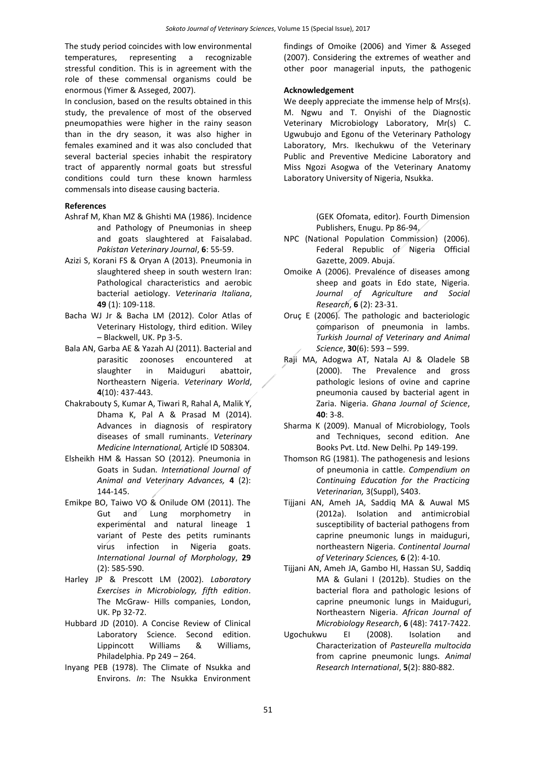The study period coincides with low environmental temperatures, representing a recognizable stressful condition. This is in agreement with the role of these commensal organisms could be enormous (Yimer & Asseged, 2007).

In conclusion, based on the results obtained in this study, the prevalence of most of the observed pneumopathies were higher in the rainy season than in the dry season, it was also higher in females examined and it was also concluded that several bacterial species inhabit the respiratory tract of apparently normal goats but stressful conditions could turn these known harmless commensals into disease causing bacteria.

findings of Omoike (2006) and Yimer & Asseged (2007). Considering the extremes of weather and other poor managerial inputs, the pathogenic

**Acknowledgement**

We deeply appreciate the immense help of Mrs(s). M. Ngwu and T. Onyishi of the Diagnostic Veterinary Microbiology Laboratory, Mr(s) C. Ugwubujo and Egonu of the Veterinary Pathology Laboratory, Mrs. Ikechukwu of the Veterinary Public and Preventive Medicine Laboratory and Miss Ngozi Asogwa of the Veterinary Anatomy Laboratory University of Nigeria, Nsukka.

**References**

Ashraf M, Khan MZ & Ghishti MA (1986). Incidence and Pathology of Pneumonias in sheep and goats slaughtered at Faisalabad. *Pakistan Veterinary Journal*, **6**: 55-59.

Azizi S, Korani FS & Oryan A (2013). Pneumonia in slaughtered sheep in south western Iran: Pathological characteristics and aerobic bacterial aetiology. *Veterinaria Italiana*, **49** (1): 109-118.

Bacha WJ Jr & Bacha LM (2012). Color Atlas of Veterinary Histology, third edition. Wiley – Blackwell, UK. Pp 3-5.

Bala AN, Garba AE & Yazah AJ (2011). Bacterial and parasitic zoonoses encountered at slaughter in Maiduguri abattoir, Northeastern Nigeria. *Veterinary World*, **4**(10): 437-443.

Chakrabouty S, Kumar A, Tiwari R, Rahal A, Malik Y, Dhama K, Pal A & Prasad M (2014). Advances in diagnosis of respiratory diseases of small ruminants. *Veterinary Medicine International,* Article ID 508304.

Elsheikh HM & Hassan SO (2012). Pneumonia in Goats in Sudan*. International Journal of Animal and Veterinary Advances,* **4** (2): 144-145.

Emikpe BO, Taiwo VO & Onilude OM (2011). The Gut and Lung morphometry in experimental and natural lineage 1 variant of Peste des petits ruminants virus infection in Nigeria goats. *International Journal of Morphology*, **29** (2): 585-590.

Harley JP & Prescott LM (2002). *Laboratory Exercises in Microbiology, fifth edition*. The McGraw- Hills companies, London, UK. Pp 32-72.

Hubbard JD (2010). A Concise Review of Clinical Laboratory Science. Second edition. Lippincott Williams & Williams, Philadelphia. Pp 249 – 264.

Inyang PEB (1978). The Climate of Nsukka and Environs. *In*: The Nsukka Environment (GEK Ofomata, editor). Fourth Dimension Publishers, Enugu. Pp 86-94.

NPC (National Population Commission) (2006). Federal Republic of Nigeria Official Gazette, 2009. Abuja.

Omoike A (2006). Prevalence of diseases among sheep and goats in Edo state, Nigeria. *Journal of Agriculture and Social Research*, **6** (2): 23-31.

Oruç E (2006). The pathologic and bacteriologic comparison of pneumonia in lambs. *Turkish Journal of Veterinary and Animal Science*, **30**(6): 593 – 599.

Raji MA, Adogwa AT, Natala AJ & Oladele SB (2000). The Prevalence and gross pathologic lesions of ovine and caprine pneumonia caused by bacterial agent in Zaria. Nigeria. *Ghana Journal of Science*, **40**: 3-8.

Sharma K (2009). Manual of Microbiology, Tools and Techniques, second edition. Ane Books Pvt. Ltd. New Delhi. Pp 149-199.

Thomson RG (1981). The pathogenesis and lesions of pneumonia in cattle. *Compendium on Continuing Education for the Practicing Veterinarian,* 3(Suppl), S403.

Tijjani AN, Ameh JA, Saddiq MA & Auwal MS (2012a). Isolation and antimicrobial susceptibility of bacterial pathogens from caprine pneumonic lungs in maiduguri, northeastern Nigeria. *Continental Journal of Veterinary Sciences,* **6** (2): 4-10.

Tijjani AN, Ameh JA, Gambo HI, Hassan SU, Saddiq MA & Gulani I (2012b). Studies on the bacterial flora and pathologic lesions of caprine pneumonic lungs in Maiduguri, Northeastern Nigeria. *African Journal of Microbiology Research*, **6** (48): 7417-7422.

Ugochukwu EI (2008). Isolation and Characterization of *Pasteurella multocida* from caprine pneumonic lungs. *Animal Research International*, **5**(2): 880-882.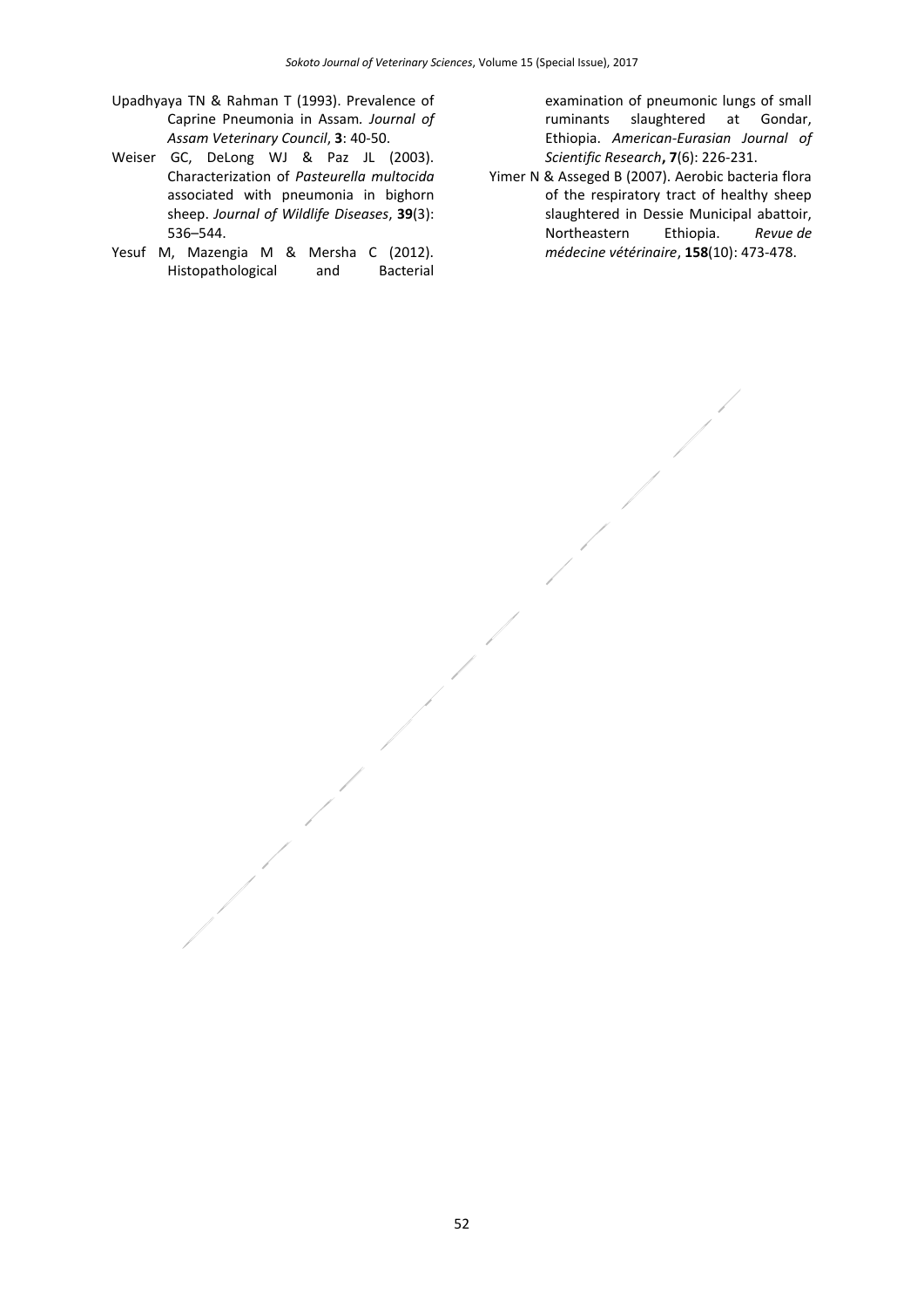Upadhyaya TN & Rahman T (1993). Prevalence of Caprine Pneumonia in Assam. *Journal of Assam Veterinary Council*, **3**: 40-50.

Weiser GC, DeLong WJ & Paz JL (2003). Characterization of *Pasteurella multocida* associated with pneumonia in bighorn sheep. *Journal of Wildlife Diseases*, **39**(3): 536–544.

Yesuf M, Mazengia M & Mersha C (2012). Histopathological and Bacterial examination of pneumonic lungs of small ruminants slaughtered at Gondar, Ethiopia. *American-Eurasian Journal of Scientific Research*, **7**(6): 226-231.

Yimer N & Asseged B (2007). Aerobic bacteria flora of the respiratory tract of healthy sheep slaughtered in Dessie Municipal abattoir, Northeastern Ethiopia. *Revue de médecine vétérinaire*, **158**(10): 473-478.